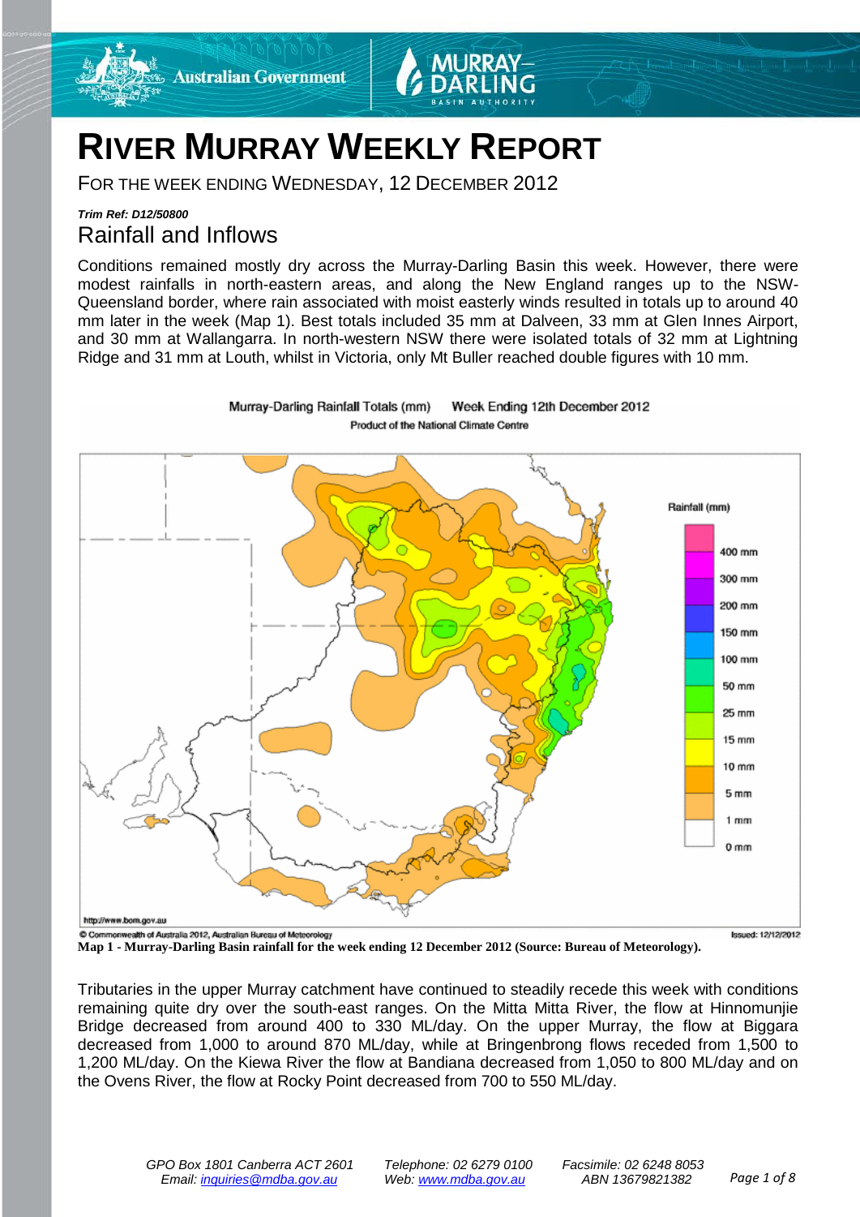# RIVER MURRAY WEEKLY REPORT

FOR THE WEEK ENDING WEDNESDAY, 12 DECEMBER 2012

***Trim Ref: D12/50800***

## Rainfall and Inflows

Conditions remained mostly dry across the Murray-Darling Basin this week. However, there were modest rainfalls in north-eastern areas, and along the New England ranges up to the NSW-Queensland border, where rain associated with moist easterly winds resulted in totals up to around 40 mm later in the week (Map 1). Best totals included 35 mm at Dalveen, 33 mm at Glen Innes Airport, and 30 mm at Wallangarra. In north-western NSW there were isolated totals of 32 mm at Lightning Ridge and 31 mm at Louth, whilst in Victoria, only Mt Buller reached double figures with 10 mm.

**Map 1 - Murray-Darling Basin rainfall for the week ending 12 December 2012 (Source: Bureau of Meteorology).**

Tributaries in the upper Murray catchment have continued to steadily recede this week with conditions remaining quite dry over the south-east ranges. On the Mitta Mitta River, the flow at Hinnomunjie Bridge decreased from around 400 to 330 ML/day. On the upper Murray, the flow at Biggara decreased from 1,000 to around 870 ML/day, while at Bringenbrong flows receded from 1,500 to 1,200 ML/day. On the Kiewa River the flow at Bandiana decreased from 1,050 to 800 ML/day and on the Ovens River, the flow at Rocky Point decreased from 700 to 550 ML/day.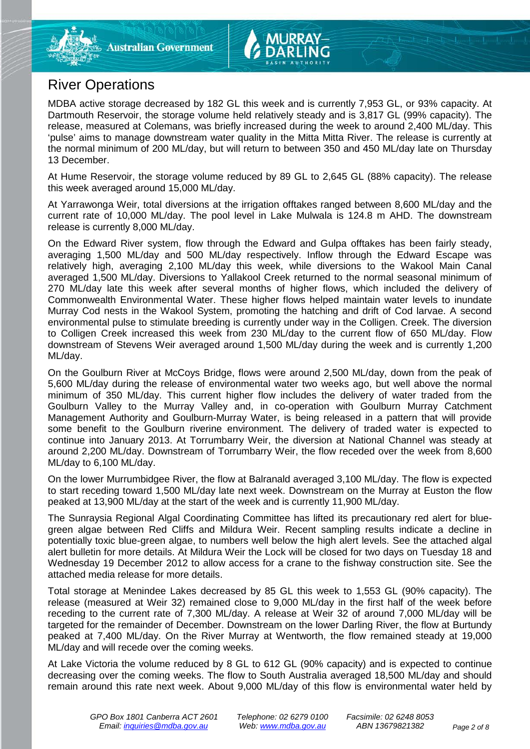## River Operations

MDBA active storage decreased by 182 GL this week and is currently 7,953 GL, or 93% capacity. At Dartmouth Reservoir, the storage volume held relatively steady and is 3,817 GL (99% capacity). The release, measured at Colemans, was briefly increased during the week to around 2,400 ML/day. This 'pulse' aims to manage downstream water quality in the Mitta Mitta River. The release is currently at the normal minimum of 200 ML/day, but will return to between 350 and 450 ML/day late on Thursday 13 December.

At Hume Reservoir, the storage volume reduced by 89 GL to 2,645 GL (88% capacity). The release this week averaged around 15,000 ML/day.

At Yarrawonga Weir, total diversions at the irrigation offtakes ranged between 8,600 ML/day and the current rate of 10,000 ML/day. The pool level in Lake Mulwala is 124.8 m AHD. The downstream release is currently 8,000 ML/day.

On the Edward River system, flow through the Edward and Gulpa offtakes has been fairly steady, averaging 1,500 ML/day and 500 ML/day respectively. Inflow through the Edward Escape was relatively high, averaging 2,100 ML/day this week, while diversions to the Wakool Main Canal averaged 1,500 ML/day. Diversions to Yallakool Creek returned to the normal seasonal minimum of 270 ML/day late this week after several months of higher flows, which included the delivery of Commonwealth Environmental Water. These higher flows helped maintain water levels to inundate Murray Cod nests in the Wakool System, promoting the hatching and drift of Cod larvae. A second environmental pulse to stimulate breeding is currently under way in the Colligen. Creek. The diversion to Colligen Creek increased this week from 230 ML/day to the current flow of 650 ML/day. Flow downstream of Stevens Weir averaged around 1,500 ML/day during the week and is currently 1,200 ML/day.

On the Goulburn River at McCoys Bridge, flows were around 2,500 ML/day, down from the peak of 5,600 ML/day during the release of environmental water two weeks ago, but well above the normal minimum of 350 ML/day. This current higher flow includes the delivery of water traded from the Goulburn Valley to the Murray Valley and, in co-operation with Goulburn Murray Catchment Management Authority and Goulburn-Murray Water, is being released in a pattern that will provide some benefit to the Goulburn riverine environment. The delivery of traded water is expected to continue into January 2013. At Torrumbarry Weir, the diversion at National Channel was steady at around 2,200 ML/day. Downstream of Torrumbarry Weir, the flow receded over the week from 8,600 ML/day to 6,100 ML/day.

On the lower Murrumbidgee River, the flow at Balranald averaged 3,100 ML/day. The flow is expected to start receding toward 1,500 ML/day late next week. Downstream on the Murray at Euston the flow peaked at 13,900 ML/day at the start of the week and is currently 11,900 ML/day.

The Sunraysia Regional Algal Coordinating Committee has lifted its precautionary red alert for blue-green algae between Red Cliffs and Mildura Weir. Recent sampling results indicate a decline in potentially toxic blue-green algae, to numbers well below the high alert levels. See the attached algal alert bulletin for more details. At Mildura Weir the Lock will be closed for two days on Tuesday 18 and Wednesday 19 December 2012 to allow access for a crane to the fishway construction site. See the attached media release for more details.

Total storage at Menindee Lakes decreased by 85 GL this week to 1,553 GL (90% capacity). The release (measured at Weir 32) remained close to 9,000 ML/day in the first half of the week before receding to the current rate of 7,300 ML/day. A release at Weir 32 of around 7,000 ML/day will be targeted for the remainder of December. Downstream on the lower Darling River, the flow at Burtundy peaked at 7,400 ML/day. On the River Murray at Wentworth, the flow remained steady at 19,000 ML/day and will recede over the coming weeks.

At Lake Victoria the volume reduced by 8 GL to 612 GL (90% capacity) and is expected to continue decreasing over the coming weeks. The flow to South Australia averaged 18,500 ML/day and should remain around this rate next week. About 9,000 ML/day of this flow is environmental water held by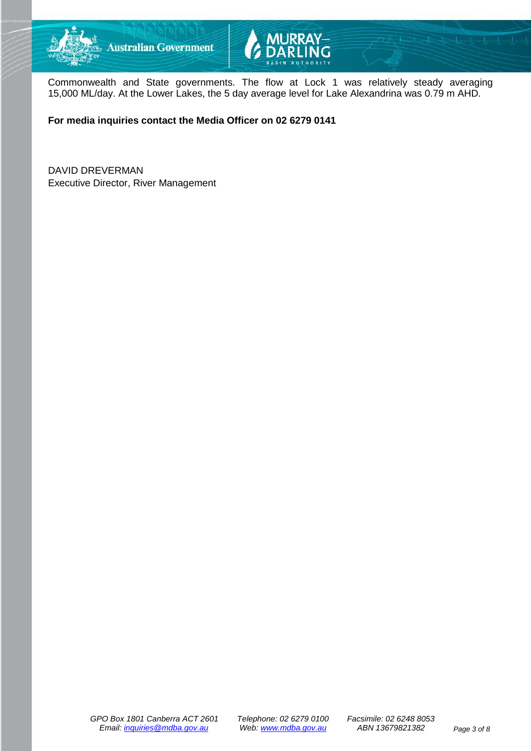Commonwealth and State governments. The flow at Lock 1 was relatively steady averaging 15,000 ML/day. At the Lower Lakes, the 5 day average level for Lake Alexandrina was 0.79 m AHD.

**For media inquiries contact the Media Officer on 02 6279 0141**

DAVID DREVERMAN
Executive Director, River Management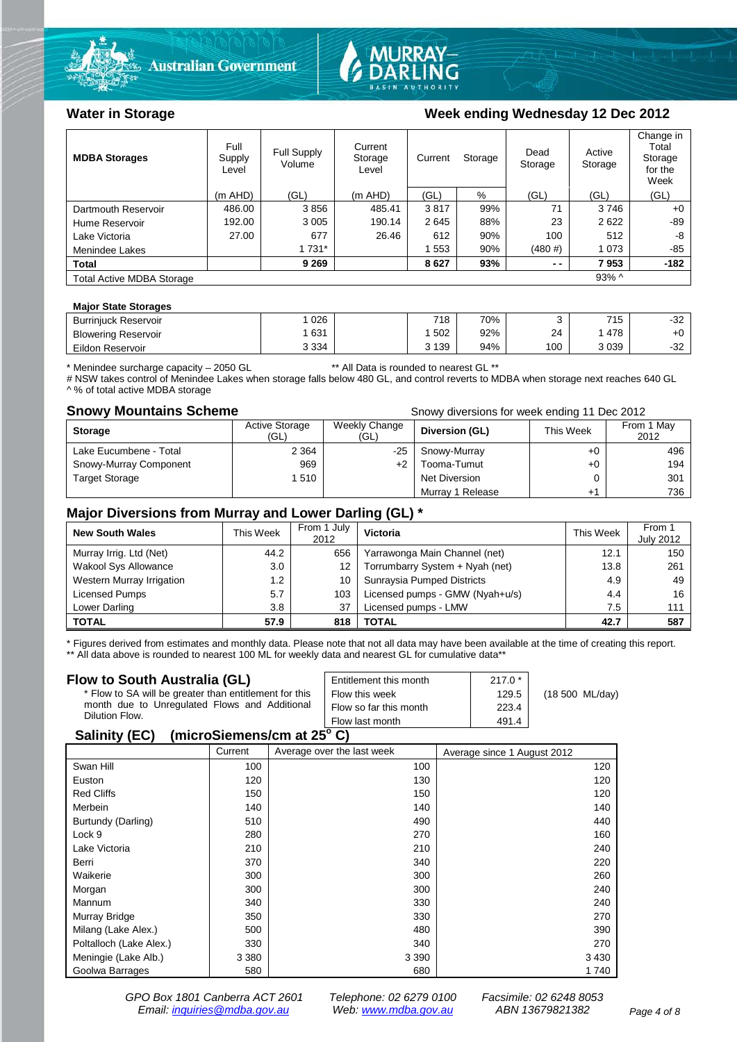## Water in Storage

### Week ending Wednesday 12 Dec 2012

| MDBA Storages | Full Supply Level | Full Supply Volume | Current Storage Level | Current Storage | | Dead Storage | Active Storage | Change in Total Storage for the Week |
|---|---|---|---|---|---|---|---|---|
| | (m AHD) | (GL) | (m AHD) | (GL) | % | (GL) | (GL) | (GL) |
| Dartmouth Reservoir | 486.00 | 3 856 | 485.41 | 3 817 | 99% | 71 | 3 746 | +0 |
| Hume Reservoir | 192.00 | 3 005 | 190.14 | 2 645 | 88% | 23 | 2 622 | -89 |
| Lake Victoria | 27.00 | 677 | 26.46 | 612 | 90% | 100 | 512 | -8 |
| Menindee Lakes | | 1 731* | | 1 553 | 90% | (480 #) | 1 073 | -85 |
| **Total** | | **9 269** | | **8 627** | **93%** | **- -** | **7 953** | **-182** |
| Total Active MDBA Storage | | | | | | | 93% ^ | |

**Major State Storages**

| | | | | | | | |
|---|---|---|---|---|---|---|---|
| Burrinjuck Reservoir | 1 026 | | 718 | 70% | 3 | 715 | -32 |
| Blowering Reservoir | 1 631 | | 1 502 | 92% | 24 | 1 478 | +0 |
| Eildon Reservoir | 3 334 | | 3 139 | 94% | 100 | 3 039 | -32 |

\* Menindee surcharge capacity – 2050 GL ** All Data is rounded to nearest GL **
# NSW takes control of Menindee Lakes when storage falls below 480 GL, and control reverts to MDBA when storage next reaches 640 GL
^ % of total active MDBA storage

## Snowy Mountains Scheme

Snowy diversions for week ending 11 Dec 2012

| Storage | Active Storage (GL) | Weekly Change (GL) | Diversion (GL) | This Week | From 1 May 2012 |
|---|---|---|---|---|---|
| Lake Eucumbene - Total | 2 364 | -25 | Snowy-Murray | +0 | 496 |
| Snowy-Murray Component | 969 | +2 | Tooma-Tumut | +0 | 194 |
| Target Storage | 1 510 | | Net Diversion | 0 | 301 |
| | | | Murray 1 Release | +1 | 736 |

## Major Diversions from Murray and Lower Darling (GL) *

| New South Wales | This Week | From 1 July 2012 | Victoria | This Week | From 1 July 2012 |
|---|---|---|---|---|---|
| Murray Irrig. Ltd (Net) | 44.2 | 656 | Yarrawonga Main Channel (net) | 12.1 | 150 |
| Wakool Sys Allowance | 3.0 | 12 | Torrumbarry System + Nyah (net) | 13.8 | 261 |
| Western Murray Irrigation | 1.2 | 10 | Sunraysia Pumped Districts | 4.9 | 49 |
| Licensed Pumps | 5.7 | 103 | Licensed pumps - GMW (Nyah+u/s) | 4.4 | 16 |
| Lower Darling | 3.8 | 37 | Licensed pumps - LMW | 7.5 | 111 |
| **TOTAL** | **57.9** | **818** | **TOTAL** | **42.7** | **587** |

\* Figures derived from estimates and monthly data. Please note that not all data may have been available at the time of creating this report.
** All data above is rounded to nearest 100 ML for weekly data and nearest GL for cumulative data**

## Flow to South Australia (GL)

\* Flow to SA will be greater than entitlement for this month due to Unregulated Flows and Additional Dilution Flow.

| | | |
|---|---|---|
| Entitlement this month | 217.0 * | |
| Flow this week | 129.5 | (18 500 ML/day) |
| Flow so far this month | 223.4 | |
| Flow last month | 491.4 | |

## Salinity (EC) (microSiemens/cm at 25° C)

| | Current | Average over the last week | Average since 1 August 2012 |
|---|---|---|---|
| Swan Hill | 100 | 100 | 120 |
| Euston | 120 | 130 | 120 |
| Red Cliffs | 150 | 150 | 120 |
| Merbein | 140 | 140 | 140 |
| Burtundy (Darling) | 510 | 490 | 440 |
| Lock 9 | 280 | 270 | 160 |
| Lake Victoria | 210 | 210 | 240 |
| Berri | 370 | 340 | 220 |
| Waikerie | 300 | 300 | 260 |
| Morgan | 300 | 300 | 240 |
| Mannum | 340 | 330 | 240 |
| Murray Bridge | 350 | 330 | 270 |
| Milang (Lake Alex.) | 500 | 480 | 390 |
| Poltalloch (Lake Alex.) | 330 | 340 | 270 |
| Meningie (Lake Alb.) | 3 380 | 3 390 | 3 430 |
| Goolwa Barrages | 580 | 680 | 1 740 |

*GPO Box 1801 Canberra ACT 2601 Telephone: 02 6279 0100 Facsimile: 02 6248 8053*
*Email: inquiries@mdba.gov.au Web: www.mdba.gov.au ABN 13679821382*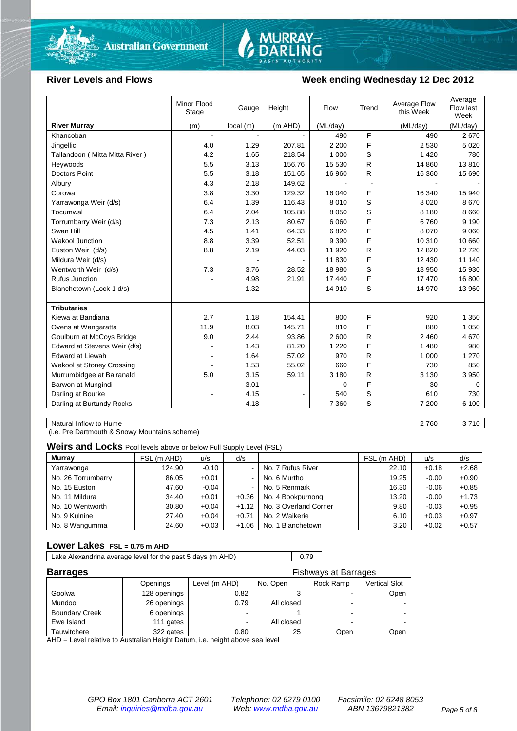## River Levels and Flows

## Week ending Wednesday 12 Dec 2012

| River Murray | Minor Flood Stage (m) | Gauge local (m) | Height (m AHD) | Flow (ML/day) | Trend | Average Flow this Week (ML/day) | Average Flow last Week (ML/day) |
|---|---|---|---|---|---|---|---|
| Khancoban | - | - | - | 490 | F | 490 | 2 670 |
| Jingellic | 4.0 | 1.29 | 207.81 | 2 200 | F | 2 530 | 5 020 |
| Tallandoon ( Mitta Mitta River ) | 4.2 | 1.65 | 218.54 | 1 000 | S | 1 420 | 780 |
| Heywoods | 5.5 | 3.13 | 156.76 | 15 530 | R | 14 860 | 13 810 |
| Doctors Point | 5.5 | 3.18 | 151.65 | 16 960 | R | 16 360 | 15 690 |
| Albury | 4.3 | 2.18 | 149.62 | - | - | - | - |
| Corowa | 3.8 | 3.30 | 129.32 | 16 040 | F | 16 340 | 15 940 |
| Yarrawonga Weir (d/s) | 6.4 | 1.39 | 116.43 | 8 010 | S | 8 020 | 8 670 |
| Tocumwal | 6.4 | 2.04 | 105.88 | 8 050 | S | 8 180 | 8 660 |
| Torrumbarry Weir (d/s) | 7.3 | 2.13 | 80.67 | 6 060 | F | 6 760 | 9 190 |
| Swan Hill | 4.5 | 1.41 | 64.33 | 6 820 | F | 8 070 | 9 060 |
| Wakool Junction | 8.8 | 3.39 | 52.51 | 9 390 | F | 10 310 | 10 660 |
| Euston Weir (d/s) | 8.8 | 2.19 | 44.03 | 11 920 | R | 12 820 | 12 720 |
| Mildura Weir (d/s) | | - | - | 11 830 | F | 12 430 | 11 140 |
| Wentworth Weir (d/s) | 7.3 | 3.76 | 28.52 | 18 980 | S | 18 950 | 15 930 |
| Rufus Junction | - | 4.98 | 21.91 | 17 440 | F | 17 470 | 16 800 |
| Blanchetown (Lock 1 d/s) | - | 1.32 | - | 14 910 | S | 14 970 | 13 960 |
| **Tributaries** | | | | | | | |
| Kiewa at Bandiana | 2.7 | 1.18 | 154.41 | 800 | F | 920 | 1 350 |
| Ovens at Wangaratta | 11.9 | 8.03 | 145.71 | 810 | F | 880 | 1 050 |
| Goulburn at McCoys Bridge | 9.0 | 2.44 | 93.86 | 2 600 | R | 2 460 | 4 670 |
| Edward at Stevens Weir (d/s) | - | 1.43 | 81.20 | 1 220 | F | 1 480 | 980 |
| Edward at Liewah | - | 1.64 | 57.02 | 970 | R | 1 000 | 1 270 |
| Wakool at Stoney Crossing | - | 1.53 | 55.02 | 660 | F | 730 | 850 |
| Murrumbidgee at Balranald | 5.0 | 3.15 | 59.11 | 3 180 | R | 3 130 | 3 950 |
| Barwon at Mungindi | - | 3.01 | - | 0 | F | 30 | 0 |
| Darling at Bourke | - | 4.15 | - | 540 | S | 610 | 730 |
| Darling at Burtundy Rocks | - | 4.18 | - | 7 360 | S | 7 200 | 6 100 |

| | This Week | Last Week |
|---|---|---|
| Natural Inflow to Hume | 2 760 | 3 710 |

(i.e. Pre Dartmouth & Snowy Mountains scheme)

## Weirs and Locks
Pool levels above or below Full Supply Level (FSL)

| Murray | FSL (m AHD) | u/s | d/s | | FSL (m AHD) | u/s | d/s |
|---|---|---|---|---|---|---|---|
| Yarrawonga | 124.90 | -0.10 | - | No. 7 Rufus River | 22.10 | +0.18 | +2.68 |
| No. 26 Torrumbarry | 86.05 | +0.01 | - | No. 6 Murtho | 19.25 | -0.00 | +0.90 |
| No. 15 Euston | 47.60 | -0.04 | - | No. 5 Renmark | 16.30 | -0.06 | +0.85 |
| No. 11 Mildura | 34.40 | +0.01 | +0.36 | No. 4 Bookpurnong | 13.20 | -0.00 | +1.73 |
| No. 10 Wentworth | 30.80 | +0.04 | +1.12 | No. 3 Overland Corner | 9.80 | -0.03 | +0.95 |
| No. 9 Kulnine | 27.40 | +0.04 | +0.71 | No. 2 Waikerie | 6.10 | +0.03 | +0.97 |
| No. 8 Wangumma | 24.60 | +0.03 | +1.06 | No. 1 Blanchetown | 3.20 | +0.02 | +0.57 |

## Lower Lakes
FSL = 0.75 m AHD

| Lake Alexandrina average level for the past 5 days (m AHD) | 0.79 |
|---|---|

## Barrages

| | Openings | Level (m AHD) | No. Open | Fishways at Barrages: Rock Ramp | Fishways at Barrages: Vertical Slot |
|---|---|---|---|---|---|
| Goolwa | 128 openings | 0.82 | 3 | - | Open |
| Mundoo | 26 openings | 0.79 | All closed | - | - |
| Boundary Creek | 6 openings | - | 1 | - | - |
| Ewe Island | 111 gates | - | All closed | - | - |
| Tauwitchere | 322 gates | 0.80 | 25 | Open | Open |

AHD = Level relative to Australian Height Datum, i.e. height above sea level

*GPO Box 1801 Canberra ACT 2601 — Telephone: 02 6279 0100 — Facsimile: 02 6248 8053*
*Email: inquiries@mdba.gov.au — Web: www.mdba.gov.au — ABN 13679821382*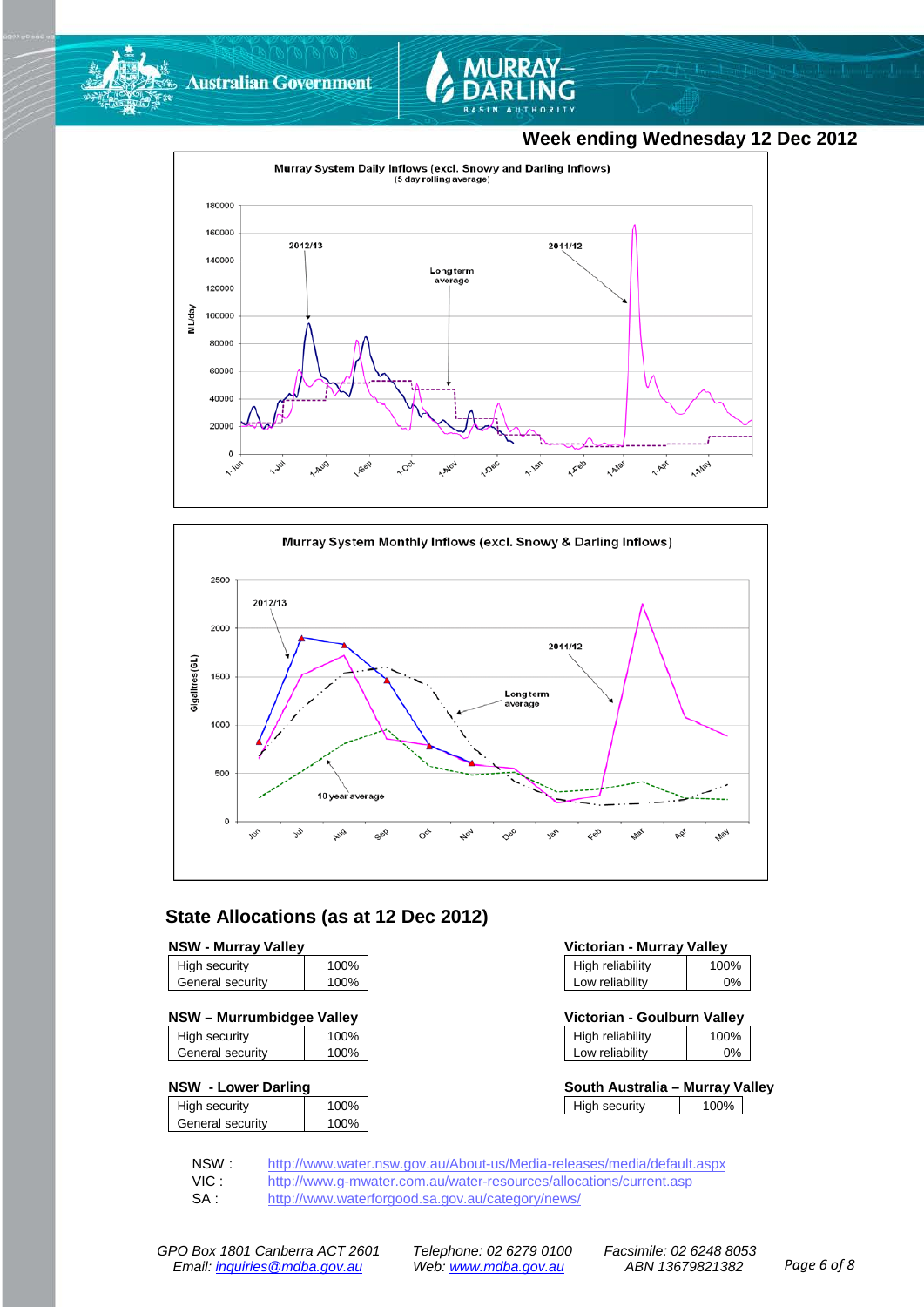Week ending Wednesday 12 Dec 2012

Murray System Daily Inflows (excl. Snowy and Darling Inflows)
(5 day rolling average)

Murray System Monthly Inflows (excl. Snowy & Darling Inflows)

## State Allocations (as at 12 Dec 2012)

**NSW - Murray Valley**

| | |
|---|---|
| High security | 100% |
| General security | 100% |

**NSW – Murrumbidgee Valley**

| | |
|---|---|
| High security | 100% |
| General security | 100% |

**NSW - Lower Darling**

| | |
|---|---|
| High security | 100% |
| General security | 100% |

**Victorian - Murray Valley**

| | |
|---|---|
| High reliability | 100% |
| Low reliability | 0% |

**Victorian - Goulburn Valley**

| | |
|---|---|
| High reliability | 100% |
| Low reliability | 0% |

**South Australia – Murray Valley**

| | |
|---|---|
| High security | 100% |

NSW : http://www.water.nsw.gov.au/About-us/Media-releases/media/default.aspx
VIC : http://www.g-mwater.com.au/water-resources/allocations/current.asp
SA : http://www.waterforgood.sa.gov.au/category/news/

*GPO Box 1801 Canberra ACT 2601 Telephone: 02 6279 0100 Facsimile: 02 6248 8053*
*Email: inquiries@mdba.gov.au Web: www.mdba.gov.au ABN 13679821382*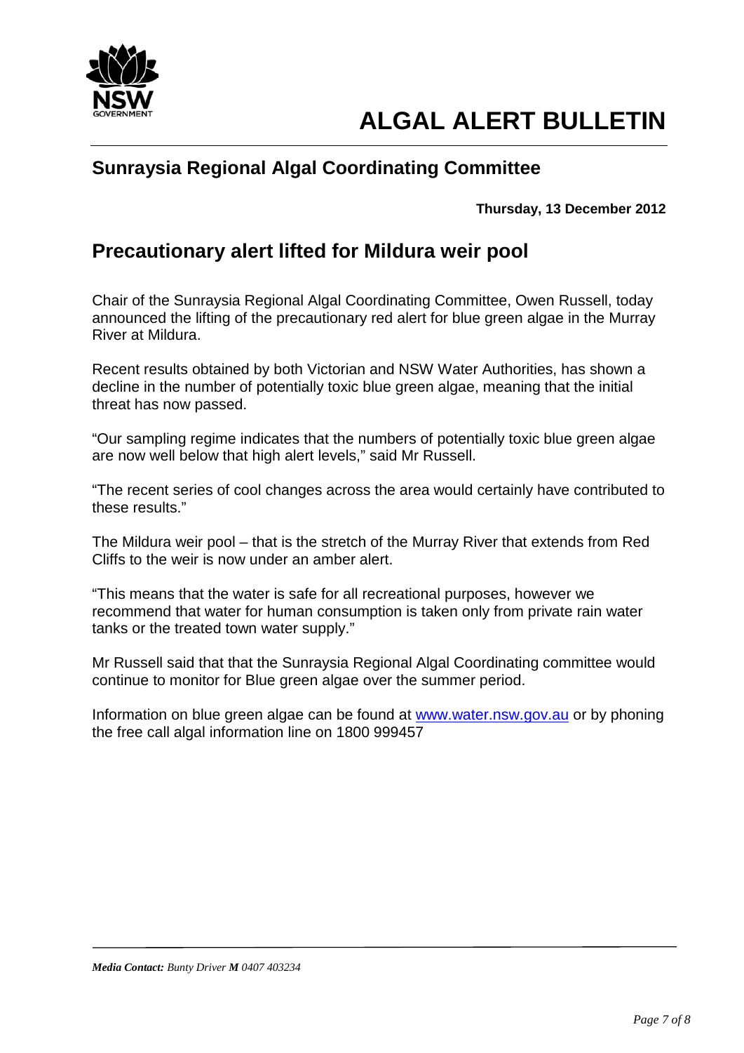# ALGAL ALERT BULLETIN

## Sunraysia Regional Algal Coordinating Committee

**Thursday, 13 December 2012**

## Precautionary alert lifted for Mildura weir pool

Chair of the Sunraysia Regional Algal Coordinating Committee, Owen Russell, today announced the lifting of the precautionary red alert for blue green algae in the Murray River at Mildura.

Recent results obtained by both Victorian and NSW Water Authorities, has shown a decline in the number of potentially toxic blue green algae, meaning that the initial threat has now passed.

"Our sampling regime indicates that the numbers of potentially toxic blue green algae are now well below that high alert levels," said Mr Russell.

"The recent series of cool changes across the area would certainly have contributed to these results."

The Mildura weir pool – that is the stretch of the Murray River that extends from Red Cliffs to the weir is now under an amber alert.

"This means that the water is safe for all recreational purposes, however we recommend that water for human consumption is taken only from private rain water tanks or the treated town water supply."

Mr Russell said that that the Sunraysia Regional Algal Coordinating committee would continue to monitor for Blue green algae over the summer period.

Information on blue green algae can be found at www.water.nsw.gov.au or by phoning the free call algal information line on 1800 999457

***Media Contact:*** *Bunty Driver* ***M*** *0407 403234*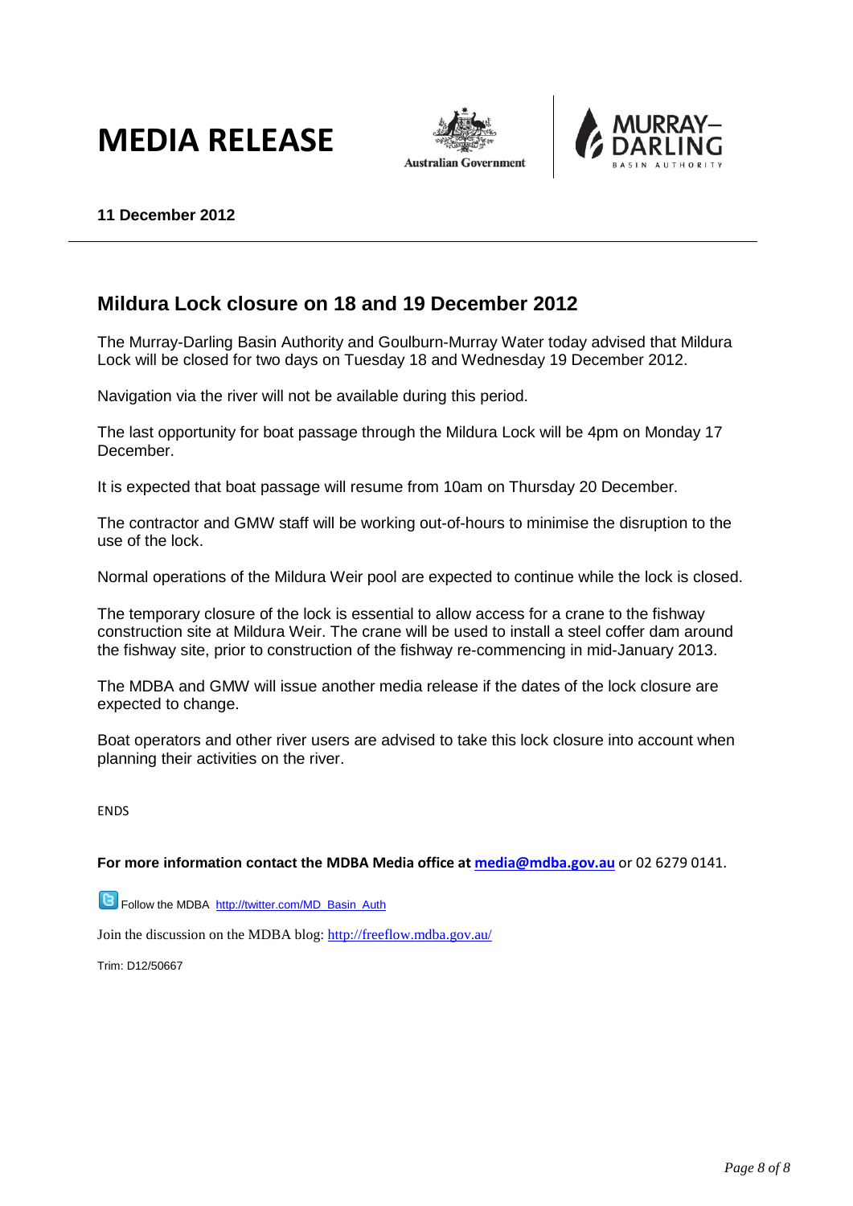# MEDIA RELEASE

Australian Government

MURRAY–DARLING BASIN AUTHORITY

**11 December 2012**

---

## Mildura Lock closure on 18 and 19 December 2012

The Murray-Darling Basin Authority and Goulburn-Murray Water today advised that Mildura Lock will be closed for two days on Tuesday 18 and Wednesday 19 December 2012.

Navigation via the river will not be available during this period.

The last opportunity for boat passage through the Mildura Lock will be 4pm on Monday 17 December.

It is expected that boat passage will resume from 10am on Thursday 20 December.

The contractor and GMW staff will be working out-of-hours to minimise the disruption to the use of the lock.

Normal operations of the Mildura Weir pool are expected to continue while the lock is closed.

The temporary closure of the lock is essential to allow access for a crane to the fishway construction site at Mildura Weir. The crane will be used to install a steel coffer dam around the fishway site, prior to construction of the fishway re-commencing in mid-January 2013.

The MDBA and GMW will issue another media release if the dates of the lock closure are expected to change.

Boat operators and other river users are advised to take this lock closure into account when planning their activities on the river.

ENDS

**For more information contact the MDBA Media office at media@mdba.gov.au** or 02 6279 0141.

Follow the MDBA http://twitter.com/MD_Basin_Auth

Join the discussion on the MDBA blog: http://freeflow.mdba.gov.au/

Trim: D12/50667